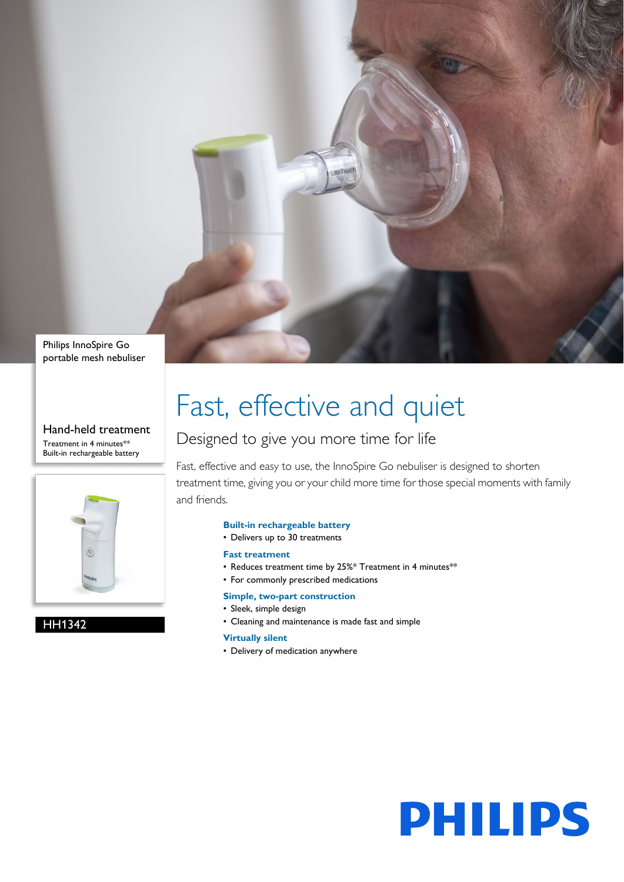Philips InnoSpire Go
portable mesh nebuliser

## Hand-held treatment

Treatment in 4 minutes**
Built-in rechargeable battery

HH1342

# Fast, effective and quiet

## Designed to give you more time for life

Fast, effective and easy to use, the InnoSpire Go nebuliser is designed to shorten treatment time, giving you or your child more time for those special moments with family and friends.

**Built-in rechargeable battery**
- Delivers up to 30 treatments

**Fast treatment**
- Reduces treatment time by 25%* Treatment in 4 minutes**
- For commonly prescribed medications

**Simple, two-part construction**
- Sleek, simple design
- Cleaning and maintenance is made fast and simple

**Virtually silent**
- Delivery of medication anywhere

PHILIPS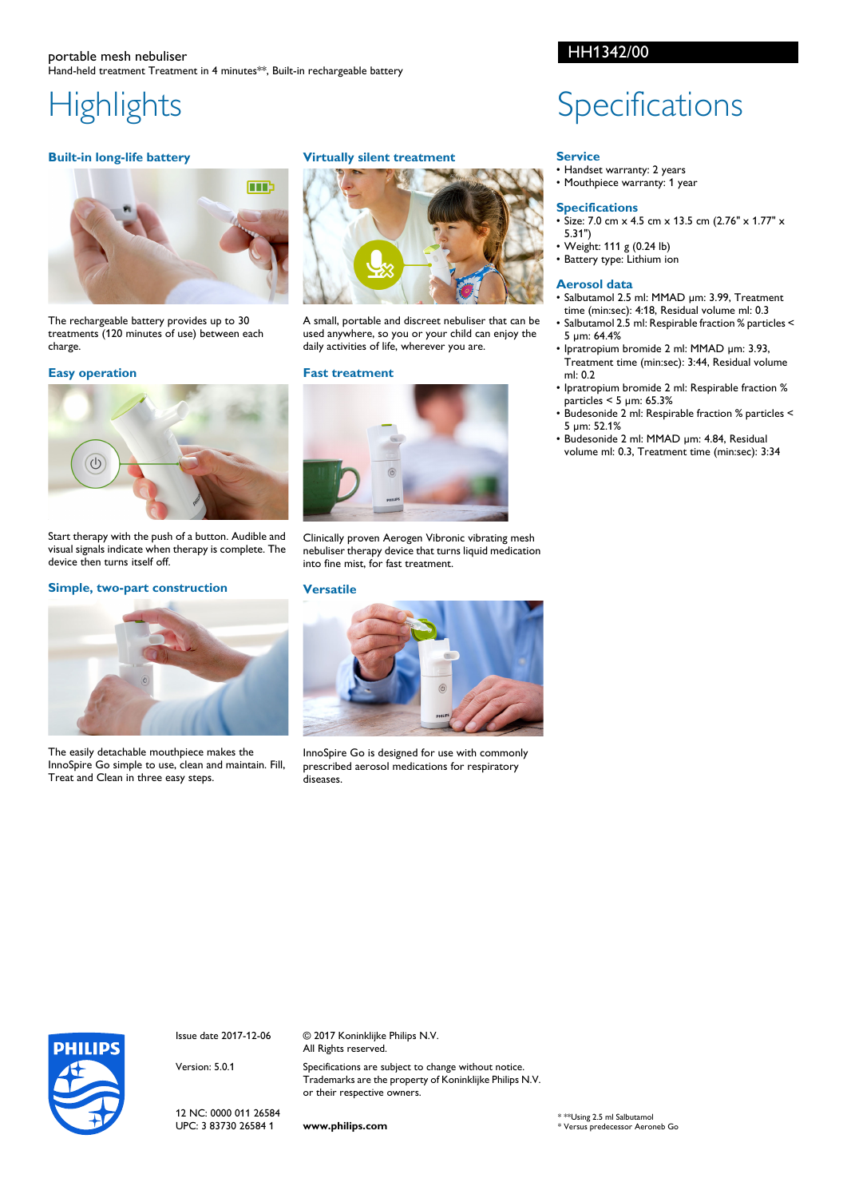portable mesh nebuliser

Hand-held treatment Treatment in 4 minutes**, Built-in rechargeable battery

HH1342/00

# Highlights

### Built-in long-life battery

The rechargeable battery provides up to 30 treatments (120 minutes of use) between each charge.

### Easy operation

Start therapy with the push of a button. Audible and visual signals indicate when therapy is complete. The device then turns itself off.

### Simple, two-part construction

The easily detachable mouthpiece makes the InnoSpire Go simple to use, clean and maintain. Fill, Treat and Clean in three easy steps.

### Virtually silent treatment

A small, portable and discreet nebuliser that can be used anywhere, so you or your child can enjoy the daily activities of life, wherever you are.

### Fast treatment

Clinically proven Aerogen Vibronic vibrating mesh nebuliser therapy device that turns liquid medication into fine mist, for fast treatment.

### Versatile

InnoSpire Go is designed for use with commonly prescribed aerosol medications for respiratory diseases.

# Specifications

### Service

- Handset warranty: 2 years
- Mouthpiece warranty: 1 year

### Specifications

- Size: 7.0 cm x 4.5 cm x 13.5 cm (2.76" x 1.77" x 5.31")
- Weight: 111 g (0.24 lb)
- Battery type: Lithium ion

### Aerosol data

- Salbutamol 2.5 ml: MMAD µm: 3.99, Treatment time (min:sec): 4:18, Residual volume ml: 0.3
- Salbutamol 2.5 ml: Respirable fraction % particles < 5 µm: 64.4%
- Ipratropium bromide 2 ml: MMAD µm: 3.93, Treatment time (min:sec): 3:44, Residual volume ml: 0.2
- Ipratropium bromide 2 ml: Respirable fraction % particles < 5 µm: 65.3%
- Budesonide 2 ml: Respirable fraction % particles < 5 µm: 52.1%
- Budesonide 2 ml: MMAD µm: 4.84, Residual volume ml: 0.3, Treatment time (min:sec): 3:34

Issue date 2017-12-06

Version: 5.0.1

12 NC: 0000 011 26584

UPC: 3 83730 26584 1

© 2017 Koninklijke Philips N.V.
All Rights reserved.

Specifications are subject to change without notice. Trademarks are the property of Koninklijke Philips N.V. or their respective owners.

www.philips.com

* **Using 2.5 ml Salbutamol
* Versus predecessor Aeroneb Go